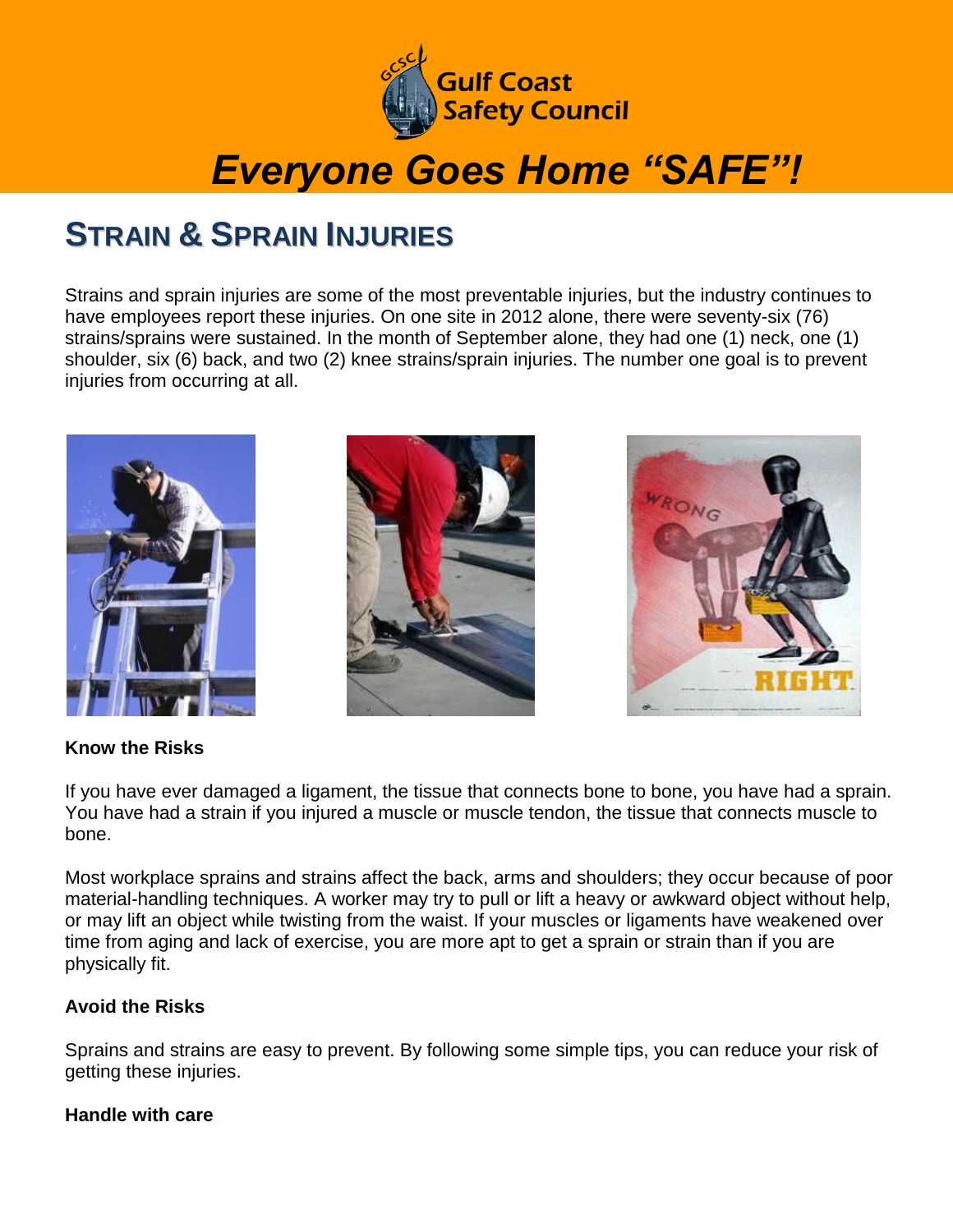Gulf Coast Safety Council

***Everyone Goes Home "SAFE"!***

# STRAIN & SPRAIN INJURIES

Strains and sprain injuries are some of the most preventable injuries, but the industry continues to have employees report these injuries. On one site in 2012 alone, there were seventy-six (76) strains/sprains were sustained. In the month of September alone, they had one (1) neck, one (1) shoulder, six (6) back, and two (2) knee strains/sprain injuries. The number one goal is to prevent injuries from occurring at all.

**Know the Risks**

If you have ever damaged a ligament, the tissue that connects bone to bone, you have had a sprain. You have had a strain if you injured a muscle or muscle tendon, the tissue that connects muscle to bone.

Most workplace sprains and strains affect the back, arms and shoulders; they occur because of poor material-handling techniques. A worker may try to pull or lift a heavy or awkward object without help, or may lift an object while twisting from the waist. If your muscles or ligaments have weakened over time from aging and lack of exercise, you are more apt to get a sprain or strain than if you are physically fit.

**Avoid the Risks**

Sprains and strains are easy to prevent. By following some simple tips, you can reduce your risk of getting these injuries.

**Handle with care**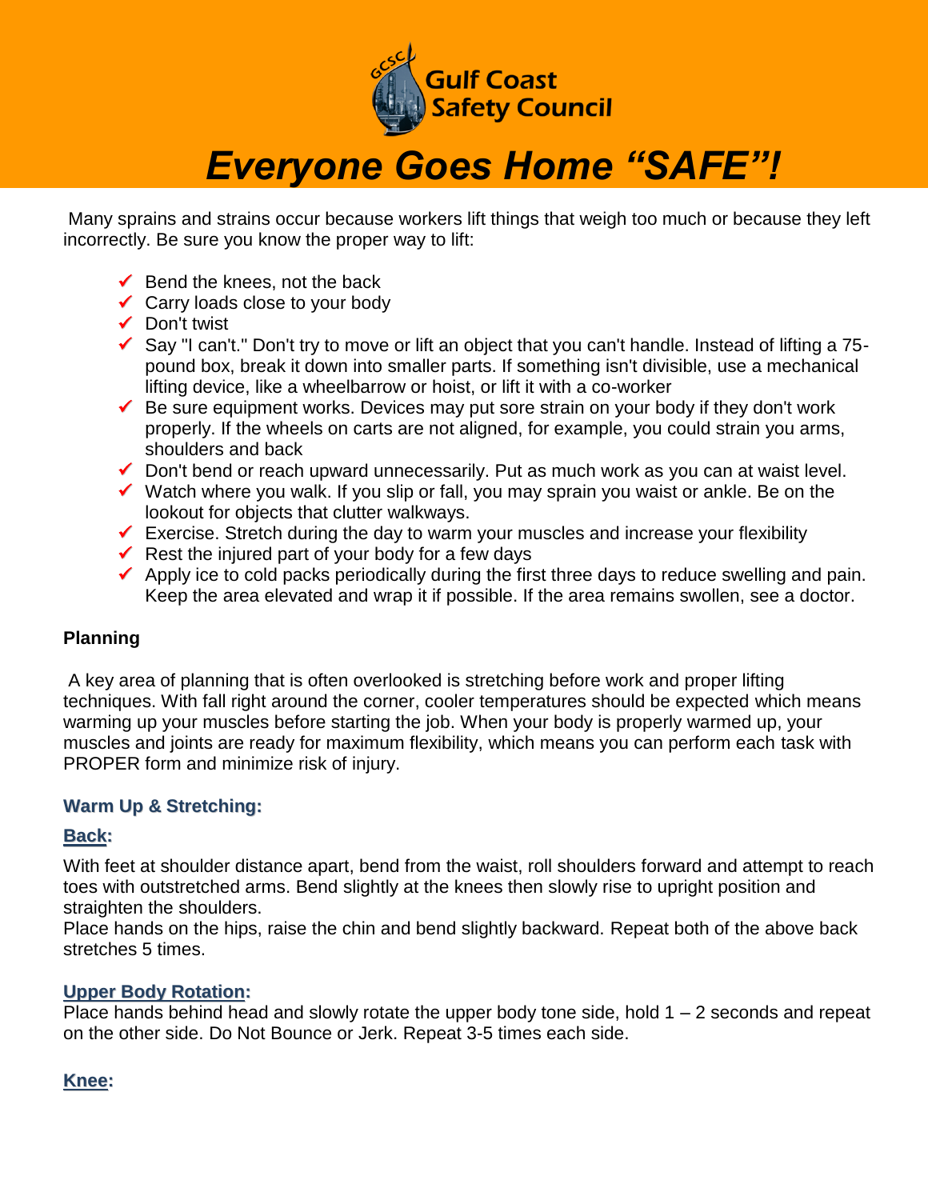# Everyone Goes Home "SAFE"!

Many sprains and strains occur because workers lift things that weigh too much or because they left incorrectly. Be sure you know the proper way to lift:

- Bend the knees, not the back
- Carry loads close to your body
- Don't twist
- Say "I can't." Don't try to move or lift an object that you can't handle. Instead of lifting a 75-pound box, break it down into smaller parts. If something isn't divisible, use a mechanical lifting device, like a wheelbarrow or hoist, or lift it with a co-worker
- Be sure equipment works. Devices may put sore strain on your body if they don't work properly. If the wheels on carts are not aligned, for example, you could strain you arms, shoulders and back
- Don't bend or reach upward unnecessarily. Put as much work as you can at waist level.
- Watch where you walk. If you slip or fall, you may sprain you waist or ankle. Be on the lookout for objects that clutter walkways.
- Exercise. Stretch during the day to warm your muscles and increase your flexibility
- Rest the injured part of your body for a few days
- Apply ice to cold packs periodically during the first three days to reduce swelling and pain. Keep the area elevated and wrap it if possible. If the area remains swollen, see a doctor.

**Planning**

A key area of planning that is often overlooked is stretching before work and proper lifting techniques. With fall right around the corner, cooler temperatures should be expected which means warming up your muscles before starting the job. When your body is properly warmed up, your muscles and joints are ready for maximum flexibility, which means you can perform each task with PROPER form and minimize risk of injury.

### Warm Up & Stretching:

**Back:**

With feet at shoulder distance apart, bend from the waist, roll shoulders forward and attempt to reach toes with outstretched arms. Bend slightly at the knees then slowly rise to upright position and straighten the shoulders.
Place hands on the hips, raise the chin and bend slightly backward. Repeat both of the above back stretches 5 times.

**Upper Body Rotation:**

Place hands behind head and slowly rotate the upper body tone side, hold 1 – 2 seconds and repeat on the other side. Do Not Bounce or Jerk. Repeat 3-5 times each side.

**Knee:**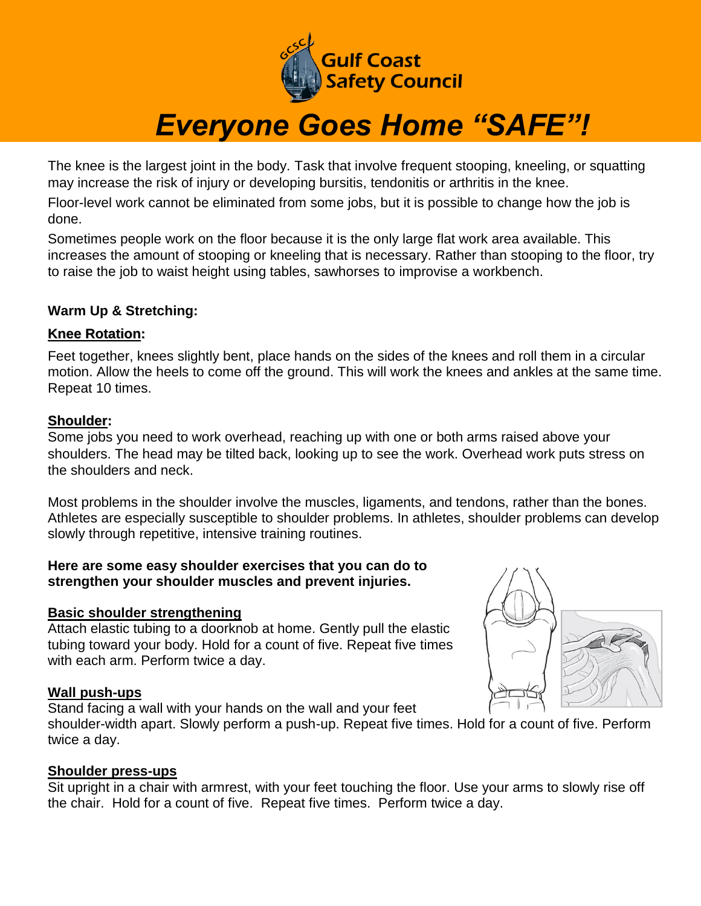Gulf Coast Safety Council

# *Everyone Goes Home "SAFE"!*

The knee is the largest joint in the body. Task that involve frequent stooping, kneeling, or squatting may increase the risk of injury or developing bursitis, tendonitis or arthritis in the knee.

Floor-level work cannot be eliminated from some jobs, but it is possible to change how the job is done.

Sometimes people work on the floor because it is the only large flat work area available. This increases the amount of stooping or kneeling that is necessary. Rather than stooping to the floor, try to raise the job to waist height using tables, sawhorses to improvise a workbench.

**Warm Up & Stretching:**

**Knee Rotation:**

Feet together, knees slightly bent, place hands on the sides of the knees and roll them in a circular motion. Allow the heels to come off the ground. This will work the knees and ankles at the same time. Repeat 10 times.

**Shoulder:**

Some jobs you need to work overhead, reaching up with one or both arms raised above your shoulders. The head may be tilted back, looking up to see the work. Overhead work puts stress on the shoulders and neck.

Most problems in the shoulder involve the muscles, ligaments, and tendons, rather than the bones. Athletes are especially susceptible to shoulder problems. In athletes, shoulder problems can develop slowly through repetitive, intensive training routines.

**Here are some easy shoulder exercises that you can do to strengthen your shoulder muscles and prevent injuries.**

**Basic shoulder strengthening**

Attach elastic tubing to a doorknob at home. Gently pull the elastic tubing toward your body. Hold for a count of five. Repeat five times with each arm. Perform twice a day.

**Wall push-ups**

Stand facing a wall with your hands on the wall and your feet shoulder-width apart. Slowly perform a push-up. Repeat five times. Hold for a count of five. Perform twice a day.

**Shoulder press-ups**

Sit upright in a chair with armrest, with your feet touching the floor. Use your arms to slowly rise off the chair. Hold for a count of five. Repeat five times. Perform twice a day.